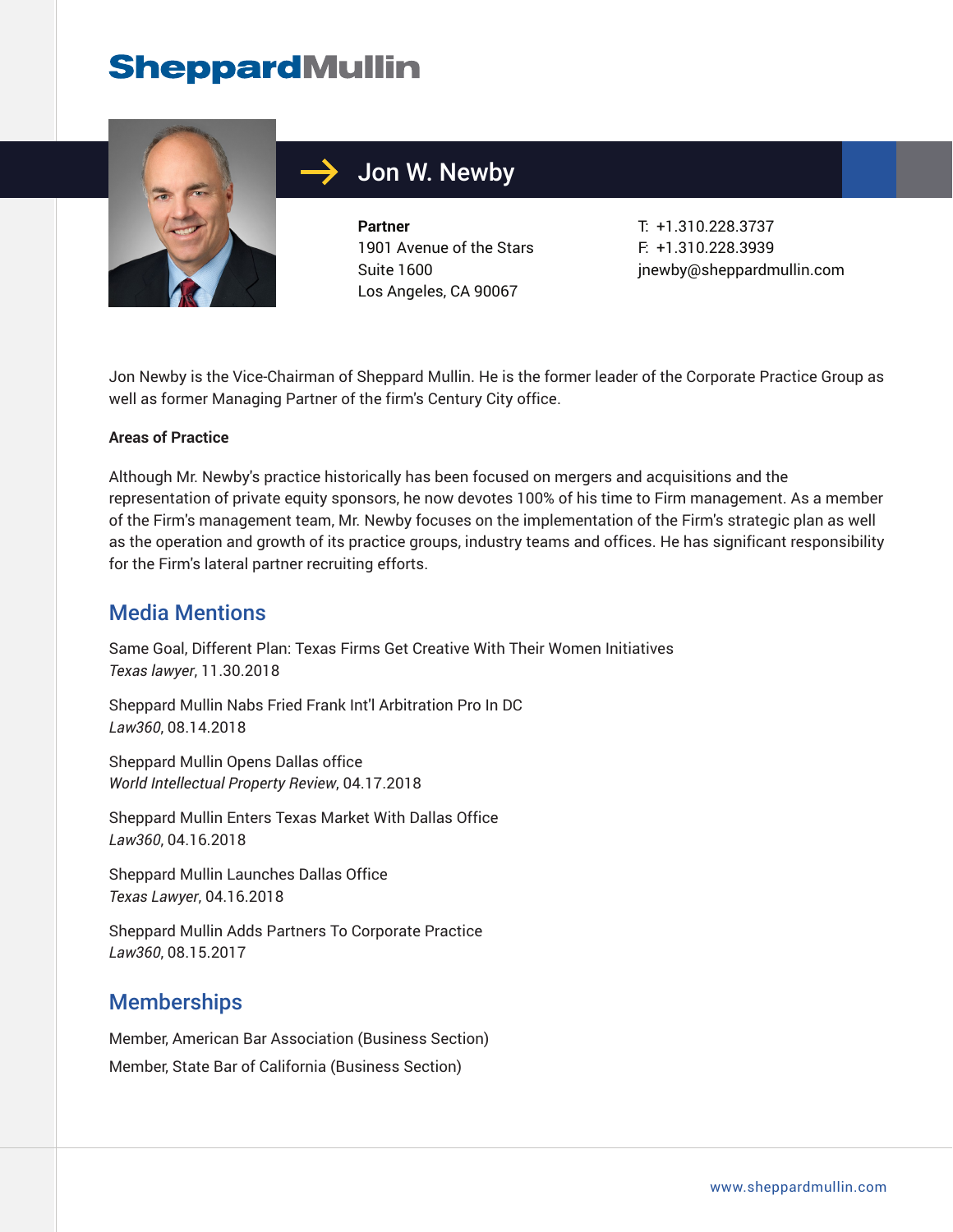SheppardMullin

# Jon W. Newby

**Partner**
1901 Avenue of the Stars
Suite 1600
Los Angeles, CA 90067

T: +1.310.228.3737
F: +1.310.228.3939
jnewby@sheppardmullin.com

Jon Newby is the Vice-Chairman of Sheppard Mullin. He is the former leader of the Corporate Practice Group as well as former Managing Partner of the firm's Century City office.

**Areas of Practice**

Although Mr. Newby's practice historically has been focused on mergers and acquisitions and the representation of private equity sponsors, he now devotes 100% of his time to Firm management. As a member of the Firm's management team, Mr. Newby focuses on the implementation of the Firm's strategic plan as well as the operation and growth of its practice groups, industry teams and offices. He has significant responsibility for the Firm's lateral partner recruiting efforts.

## Media Mentions

Same Goal, Different Plan: Texas Firms Get Creative With Their Women Initiatives
*Texas lawyer*, 11.30.2018

Sheppard Mullin Nabs Fried Frank Int'l Arbitration Pro In DC
*Law360*, 08.14.2018

Sheppard Mullin Opens Dallas office
*World Intellectual Property Review*, 04.17.2018

Sheppard Mullin Enters Texas Market With Dallas Office
*Law360*, 04.16.2018

Sheppard Mullin Launches Dallas Office
*Texas Lawyer*, 04.16.2018

Sheppard Mullin Adds Partners To Corporate Practice
*Law360*, 08.15.2017

## Memberships

Member, American Bar Association (Business Section)
Member, State Bar of California (Business Section)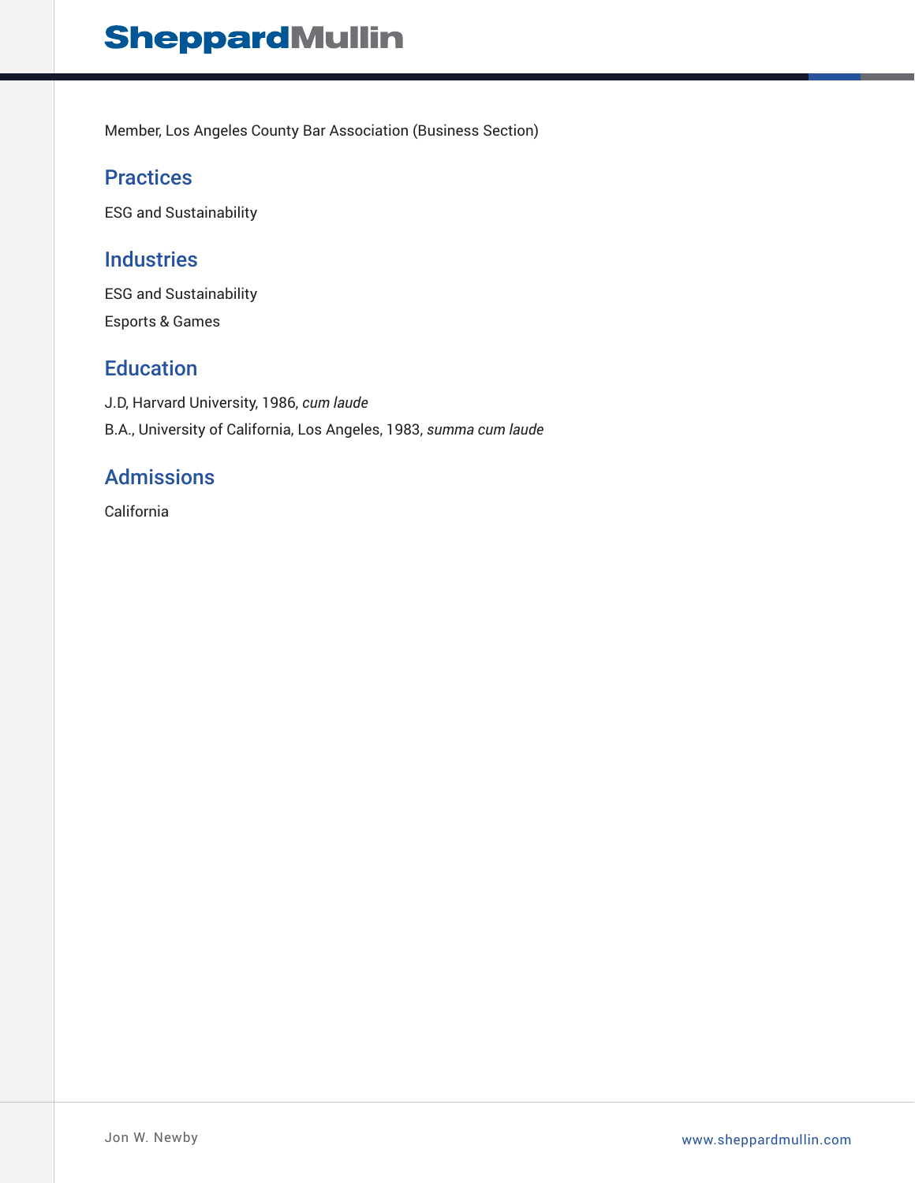Member, Los Angeles County Bar Association (Business Section)

## Practices

ESG and Sustainability

## Industries

ESG and Sustainability

Esports & Games

## Education

J.D, Harvard University, 1986, *cum laude*

B.A., University of California, Los Angeles, 1983, *summa cum laude*

## Admissions

California